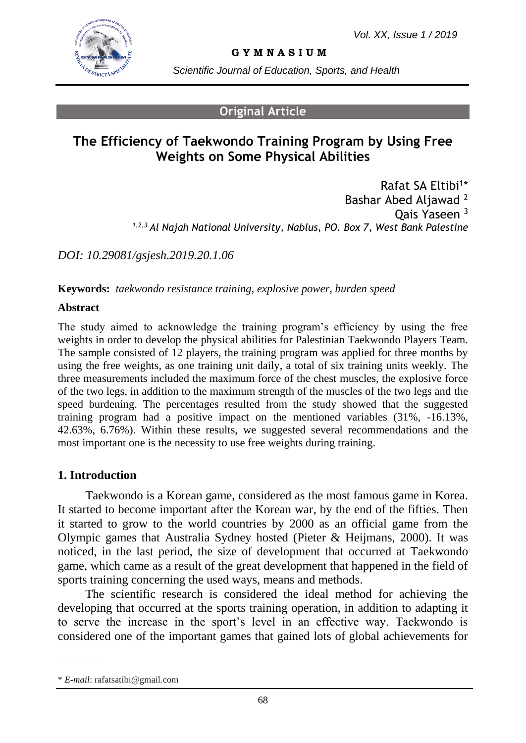Original Article

# The Efficiency of Taekwondo Training Program by Using Free Weights on Some Physical Abilities

Rafat SA Eltibi[1]*
Bashar Abed Aljawad [2]
Qais Yaseen [3]

*[1,2,3] Al Najah National University, Nablus, PO. Box 7, West Bank Palestine*

*DOI: 10.29081/gsjesh.2019.20.1.06*

**Keywords:** *taekwondo resistance training, explosive power, burden speed*

**Abstract**

The study aimed to acknowledge the training program's efficiency by using the free weights in order to develop the physical abilities for Palestinian Taekwondo Players Team. The sample consisted of 12 players, the training program was applied for three months by using the free weights, as one training unit daily, a total of six training units weekly. The three measurements included the maximum force of the chest muscles, the explosive force of the two legs, in addition to the maximum strength of the muscles of the two legs and the speed burdening. The percentages resulted from the study showed that the suggested training program had a positive impact on the mentioned variables (31%, -16.13%, 42.63%, 6.76%). Within these results, we suggested several recommendations and the most important one is the necessity to use free weights during training.

## 1. Introduction

Taekwondo is a Korean game, considered as the most famous game in Korea. It started to become important after the Korean war, by the end of the fifties. Then it started to grow to the world countries by 2000 as an official game from the Olympic games that Australia Sydney hosted (Pieter & Heijmans, 2000). It was noticed, in the last period, the size of development that occurred at Taekwondo game, which came as a result of the great development that happened in the field of sports training concerning the used ways, means and methods.

The scientific research is considered the ideal method for achieving the developing that occurred at the sports training operation, in addition to adapting it to serve the increase in the sport's level in an effective way. Taekwondo is considered one of the important games that gained lots of global achievements for

---

\* *E-mail*: rafatsatibi@gmail.com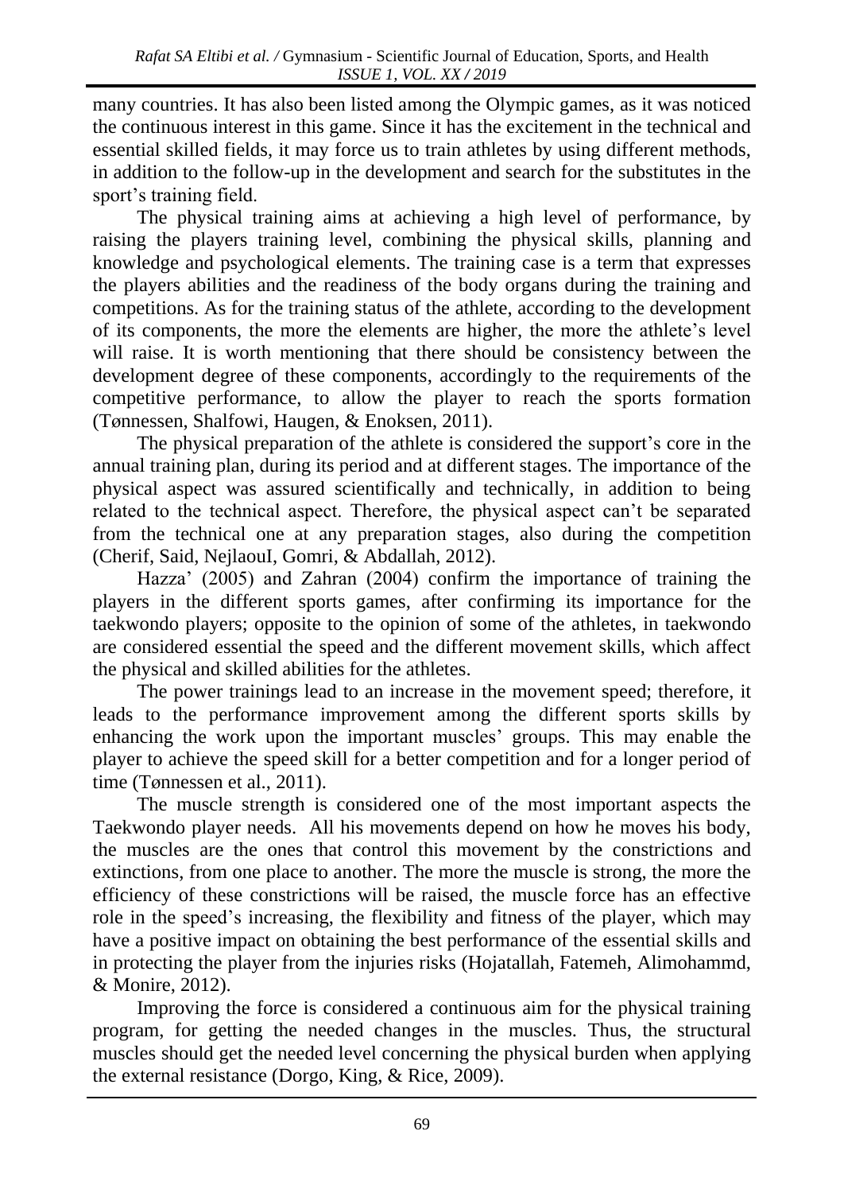many countries. It has also been listed among the Olympic games, as it was noticed the continuous interest in this game. Since it has the excitement in the technical and essential skilled fields, it may force us to train athletes by using different methods, in addition to the follow-up in the development and search for the substitutes in the sport's training field.

The physical training aims at achieving a high level of performance, by raising the players training level, combining the physical skills, planning and knowledge and psychological elements. The training case is a term that expresses the players abilities and the readiness of the body organs during the training and competitions. As for the training status of the athlete, according to the development of its components, the more the elements are higher, the more the athlete's level will raise. It is worth mentioning that there should be consistency between the development degree of these components, accordingly to the requirements of the competitive performance, to allow the player to reach the sports formation (Tønnessen, Shalfowi, Haugen, & Enoksen, 2011).

The physical preparation of the athlete is considered the support's core in the annual training plan, during its period and at different stages. The importance of the physical aspect was assured scientifically and technically, in addition to being related to the technical aspect. Therefore, the physical aspect can't be separated from the technical one at any preparation stages, also during the competition (Cherif, Said, NejlaouI, Gomri, & Abdallah, 2012).

Hazza' (2005) and Zahran (2004) confirm the importance of training the players in the different sports games, after confirming its importance for the taekwondo players; opposite to the opinion of some of the athletes, in taekwondo are considered essential the speed and the different movement skills, which affect the physical and skilled abilities for the athletes.

The power trainings lead to an increase in the movement speed; therefore, it leads to the performance improvement among the different sports skills by enhancing the work upon the important muscles' groups. This may enable the player to achieve the speed skill for a better competition and for a longer period of time (Tønnessen et al., 2011).

The muscle strength is considered one of the most important aspects the Taekwondo player needs. All his movements depend on how he moves his body, the muscles are the ones that control this movement by the constrictions and extinctions, from one place to another. The more the muscle is strong, the more the efficiency of these constrictions will be raised, the muscle force has an effective role in the speed's increasing, the flexibility and fitness of the player, which may have a positive impact on obtaining the best performance of the essential skills and in protecting the player from the injuries risks (Hojatallah, Fatemeh, Alimohammd, & Monire, 2012).

Improving the force is considered a continuous aim for the physical training program, for getting the needed changes in the muscles. Thus, the structural muscles should get the needed level concerning the physical burden when applying the external resistance (Dorgo, King, & Rice, 2009).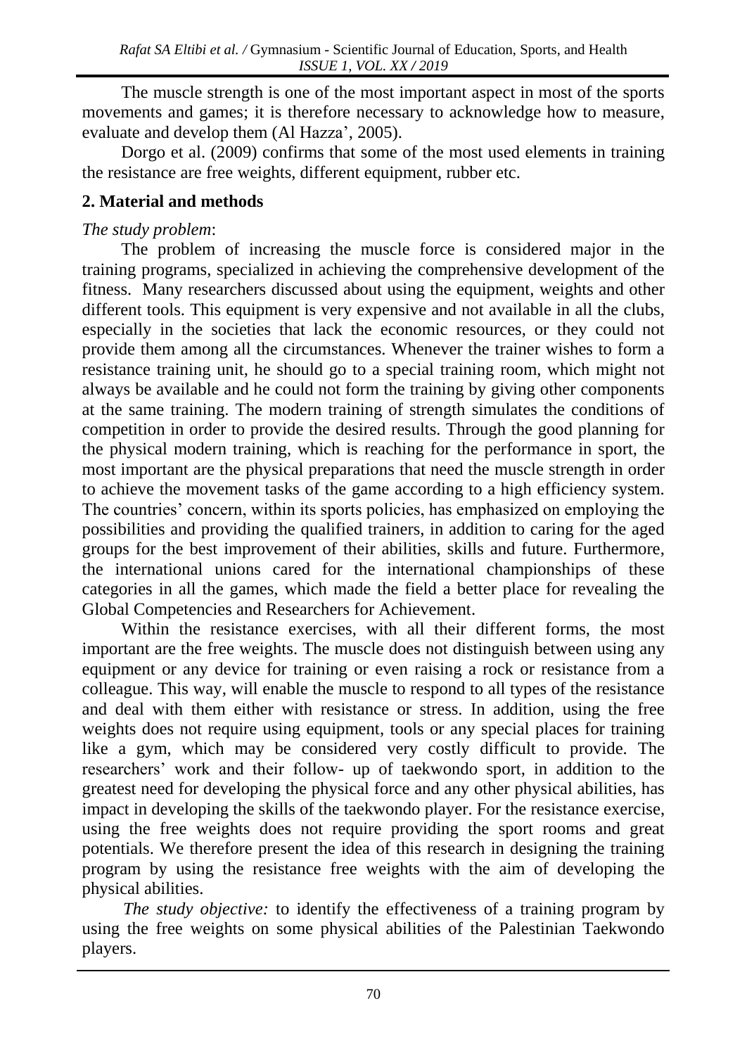The muscle strength is one of the most important aspect in most of the sports movements and games; it is therefore necessary to acknowledge how to measure, evaluate and develop them (Al Hazza', 2005).

Dorgo et al. (2009) confirms that some of the most used elements in training the resistance are free weights, different equipment, rubber etc.

## 2. Material and methods

*The study problem*:

The problem of increasing the muscle force is considered major in the training programs, specialized in achieving the comprehensive development of the fitness. Many researchers discussed about using the equipment, weights and other different tools. This equipment is very expensive and not available in all the clubs, especially in the societies that lack the economic resources, or they could not provide them among all the circumstances. Whenever the trainer wishes to form a resistance training unit, he should go to a special training room, which might not always be available and he could not form the training by giving other components at the same training. The modern training of strength simulates the conditions of competition in order to provide the desired results. Through the good planning for the physical modern training, which is reaching for the performance in sport, the most important are the physical preparations that need the muscle strength in order to achieve the movement tasks of the game according to a high efficiency system. The countries' concern, within its sports policies, has emphasized on employing the possibilities and providing the qualified trainers, in addition to caring for the aged groups for the best improvement of their abilities, skills and future. Furthermore, the international unions cared for the international championships of these categories in all the games, which made the field a better place for revealing the Global Competencies and Researchers for Achievement.

Within the resistance exercises, with all their different forms, the most important are the free weights. The muscle does not distinguish between using any equipment or any device for training or even raising a rock or resistance from a colleague. This way, will enable the muscle to respond to all types of the resistance and deal with them either with resistance or stress. In addition, using the free weights does not require using equipment, tools or any special places for training like a gym, which may be considered very costly difficult to provide. The researchers' work and their follow- up of taekwondo sport, in addition to the greatest need for developing the physical force and any other physical abilities, has impact in developing the skills of the taekwondo player. For the resistance exercise, using the free weights does not require providing the sport rooms and great potentials. We therefore present the idea of this research in designing the training program by using the resistance free weights with the aim of developing the physical abilities.

*The study objective:* to identify the effectiveness of a training program by using the free weights on some physical abilities of the Palestinian Taekwondo players.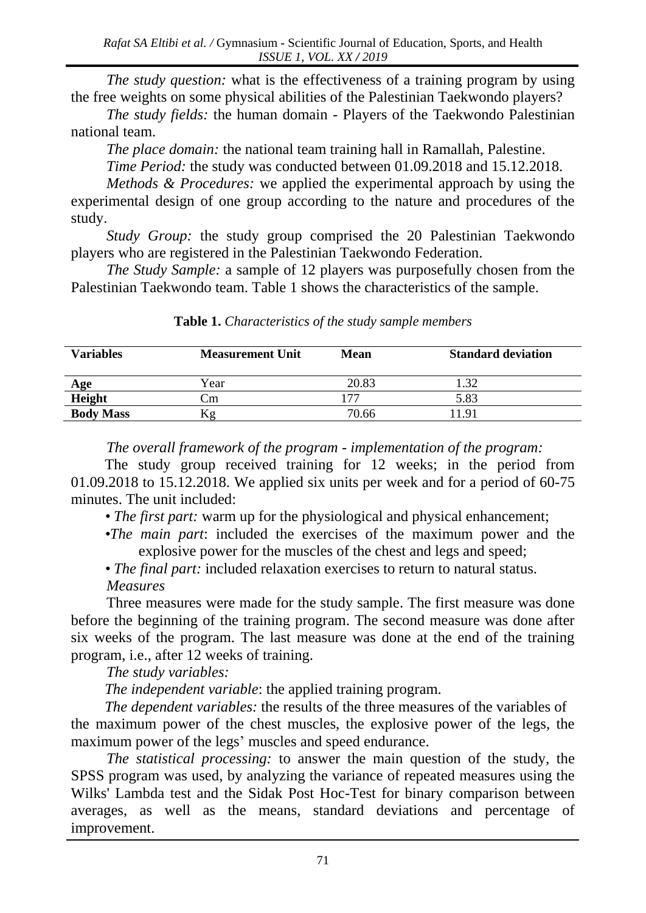*The study question:* what is the effectiveness of a training program by using the free weights on some physical abilities of the Palestinian Taekwondo players?

*The study fields:* the human domain - Players of the Taekwondo Palestinian national team.

*The place domain:* the national team training hall in Ramallah, Palestine.

*Time Period:* the study was conducted between 01.09.2018 and 15.12.2018.

*Methods & Procedures:* we applied the experimental approach by using the experimental design of one group according to the nature and procedures of the study.

*Study Group:* the study group comprised the 20 Palestinian Taekwondo players who are registered in the Palestinian Taekwondo Federation.

*The Study Sample:* a sample of 12 players was purposefully chosen from the Palestinian Taekwondo team. Table 1 shows the characteristics of the sample.

**Table 1.** *Characteristics of the study sample members*

| Variables | Measurement Unit | Mean | Standard deviation |
|---|---|---|---|
| **Age** | Year | 20.83 | 1.32 |
| **Height** | Cm | 177 | 5.83 |
| **Body Mass** | Kg | 70.66 | 11.91 |

*The overall framework of the program - implementation of the program:*

The study group received training for 12 weeks; in the period from 01.09.2018 to 15.12.2018. We applied six units per week and for a period of 60-75 minutes. The unit included:

- *The first part:* warm up for the physiological and physical enhancement;
- *The main part*: included the exercises of the maximum power and the explosive power for the muscles of the chest and legs and speed;
- *The final part:* included relaxation exercises to return to natural status.

*Measures*

Three measures were made for the study sample. The first measure was done before the beginning of the training program. The second measure was done after six weeks of the program. The last measure was done at the end of the training program, i.e., after 12 weeks of training.

*The study variables:*

*The independent variable*: the applied training program.

*The dependent variables:* the results of the three measures of the variables of the maximum power of the chest muscles, the explosive power of the legs, the maximum power of the legs' muscles and speed endurance.

*The statistical processing:* to answer the main question of the study, the SPSS program was used, by analyzing the variance of repeated measures using the Wilks' Lambda test and the Sidak Post Hoc-Test for binary comparison between averages, as well as the means, standard deviations and percentage of improvement.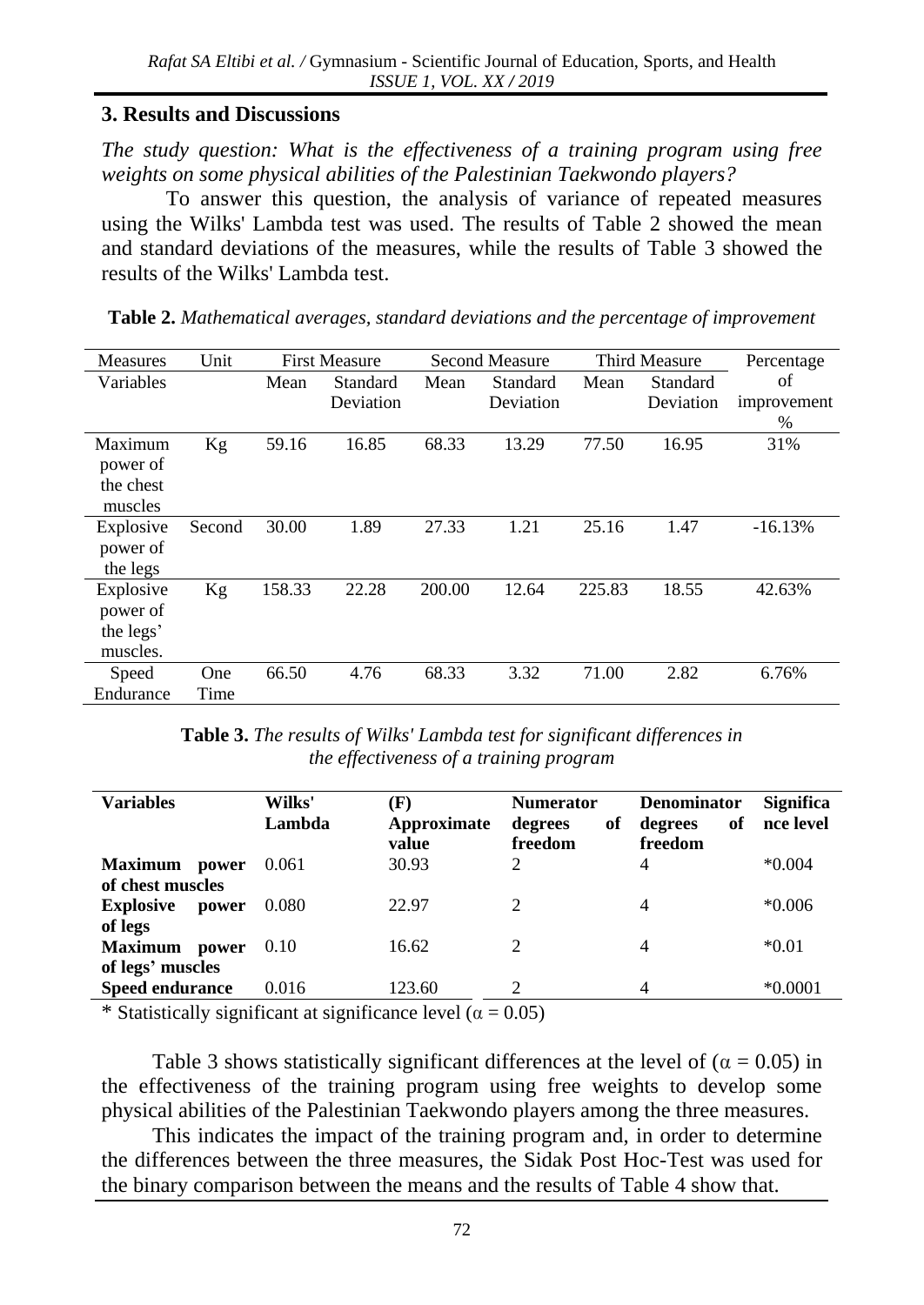## 3. Results and Discussions

*The study question: What is the effectiveness of a training program using free weights on some physical abilities of the Palestinian Taekwondo players?*

To answer this question, the analysis of variance of repeated measures using the Wilks' Lambda test was used. The results of Table 2 showed the mean and standard deviations of the measures, while the results of Table 3 showed the results of the Wilks' Lambda test.

**Table 2.** *Mathematical averages, standard deviations and the percentage of improvement*

| Measures | Unit | First Measure | | Second Measure | | Third Measure | | Percentage |
|---|---|---|---|---|---|---|---|---|
| Variables | | Mean | Standard Deviation | Mean | Standard Deviation | Mean | Standard Deviation | of improvement % |
| Maximum power of the chest muscles | Kg | 59.16 | 16.85 | 68.33 | 13.29 | 77.50 | 16.95 | 31% |
| Explosive power of the legs | Second | 30.00 | 1.89 | 27.33 | 1.21 | 25.16 | 1.47 | -16.13% |
| Explosive power of the legs' muscles. | Kg | 158.33 | 22.28 | 200.00 | 12.64 | 225.83 | 18.55 | 42.63% |
| Speed Endurance | One Time | 66.50 | 4.76 | 68.33 | 3.32 | 71.00 | 2.82 | 6.76% |

**Table 3.** *The results of Wilks' Lambda test for significant differences in the effectiveness of a training program*

| **Variables** | **Wilks' Lambda** | **(F) Approximate value** | **Numerator degrees of freedom** | **Denominator degrees of freedom** | **Significance level** |
|---|---|---|---|---|---|
| **Maximum power of chest muscles** | 0.061 | 30.93 | 2 | 4 | *0.004 |
| **Explosive power of legs** | 0.080 | 22.97 | 2 | 4 | *0.006 |
| **Maximum power of legs' muscles** | 0.10 | 16.62 | 2 | 4 | *0.01 |
| **Speed endurance** | 0.016 | 123.60 | 2 | 4 | *0.0001 |

* Statistically significant at significance level ($\alpha = 0.05$)

Table 3 shows statistically significant differences at the level of ($\alpha = 0.05$) in the effectiveness of the training program using free weights to develop some physical abilities of the Palestinian Taekwondo players among the three measures.

This indicates the impact of the training program and, in order to determine the differences between the three measures, the Sidak Post Hoc-Test was used for the binary comparison between the means and the results of Table 4 show that.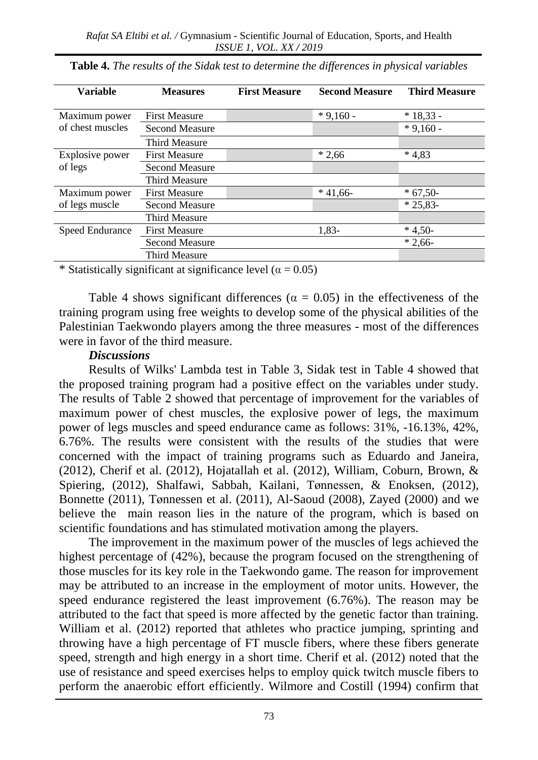**Table 4.** *The results of the Sidak test to determine the differences in physical variables*

| Variable | Measures | First Measure | Second Measure | Third Measure |
|---|---|---|---|---|
| Maximum power of chest muscles | First Measure | | * 9,160 - | * 18,33 - |
| | Second Measure | | | * 9,160 - |
| | Third Measure | | | |
| Explosive power of legs | First Measure | | * 2,66 | * 4,83 |
| | Second Measure | | | |
| | Third Measure | | | |
| Maximum power of legs muscle | First Measure | | * 41,66- | * 67,50- |
| | Second Measure | | | * 25,83- |
| | Third Measure | | | |
| Speed Endurance | First Measure | | 1,83- | * 4,50- |
| | Second Measure | | | * 2,66- |
| | Third Measure | | | |

* Statistically significant at significance level ($\alpha = 0.05$)

Table 4 shows significant differences ($\alpha = 0.05$) in the effectiveness of the training program using free weights to develop some of the physical abilities of the Palestinian Taekwondo players among the three measures - most of the differences were in favor of the third measure.

***Discussions***

Results of Wilks' Lambda test in Table 3, Sidak test in Table 4 showed that the proposed training program had a positive effect on the variables under study. The results of Table 2 showed that percentage of improvement for the variables of maximum power of chest muscles, the explosive power of legs, the maximum power of legs muscles and speed endurance came as follows: 31%, -16.13%, 42%, 6.76%. The results were consistent with the results of the studies that were concerned with the impact of training programs such as Eduardo and Janeira, (2012), Cherif et al. (2012), Hojatallah et al. (2012), William, Coburn, Brown, & Spiering, (2012), Shalfawi, Sabbah, Kailani, Tønnessen, & Enoksen, (2012), Bonnette (2011), Tønnessen et al. (2011), Al-Saoud (2008), Zayed (2000) and we believe the main reason lies in the nature of the program, which is based on scientific foundations and has stimulated motivation among the players.

The improvement in the maximum power of the muscles of legs achieved the highest percentage of (42%), because the program focused on the strengthening of those muscles for its key role in the Taekwondo game. The reason for improvement may be attributed to an increase in the employment of motor units. However, the speed endurance registered the least improvement (6.76%). The reason may be attributed to the fact that speed is more affected by the genetic factor than training. William et al. (2012) reported that athletes who practice jumping, sprinting and throwing have a high percentage of FT muscle fibers, where these fibers generate speed, strength and high energy in a short time. Cherif et al. (2012) noted that the use of resistance and speed exercises helps to employ quick twitch muscle fibers to perform the anaerobic effort efficiently. Wilmore and Costill (1994) confirm that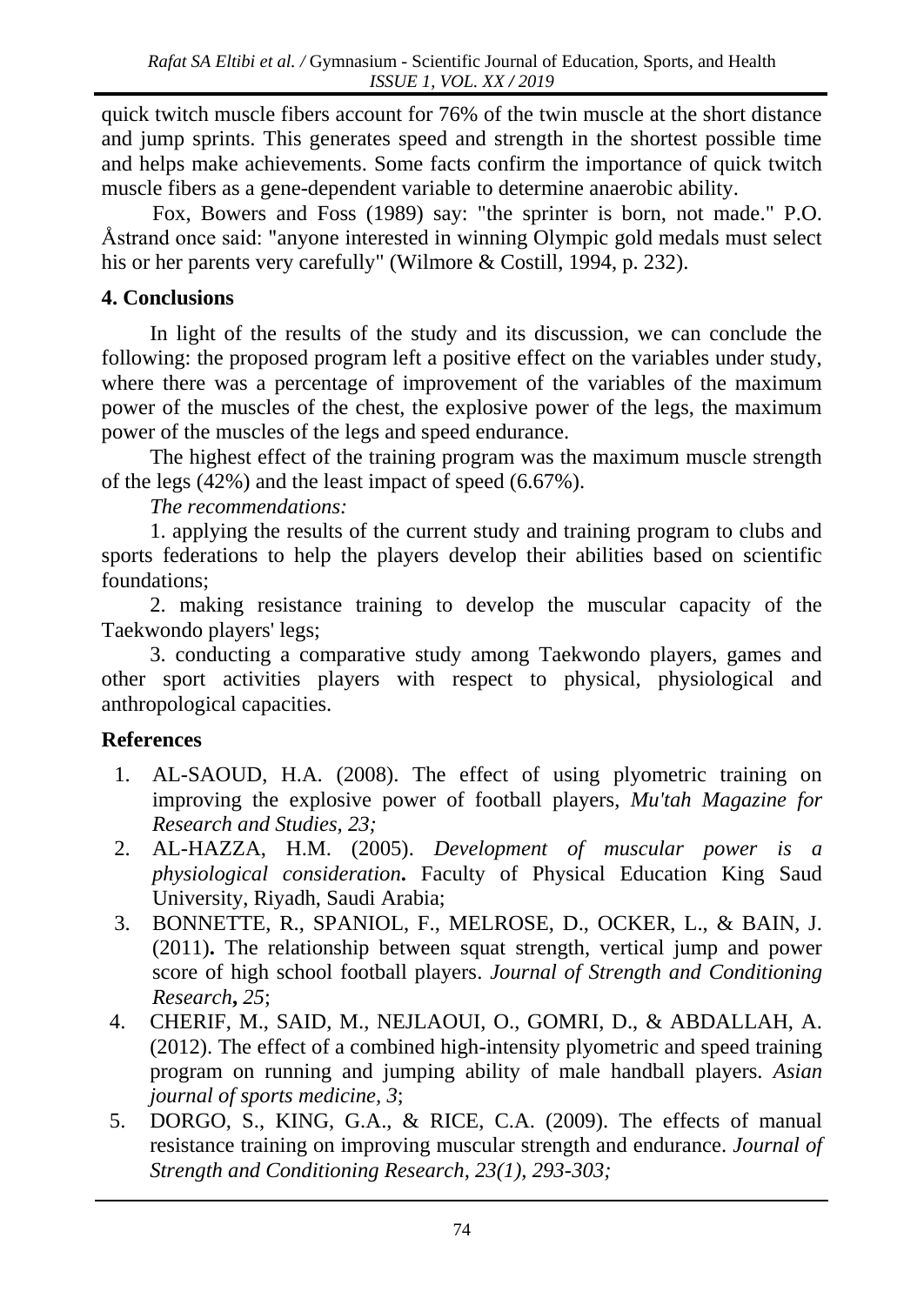quick twitch muscle fibers account for 76% of the twin muscle at the short distance and jump sprints. This generates speed and strength in the shortest possible time and helps make achievements. Some facts confirm the importance of quick twitch muscle fibers as a gene-dependent variable to determine anaerobic ability.

Fox, Bowers and Foss (1989) say: "the sprinter is born, not made." P.O. Åstrand once said: "anyone interested in winning Olympic gold medals must select his or her parents very carefully" (Wilmore & Costill, 1994, p. 232).

## 4. Conclusions

In light of the results of the study and its discussion, we can conclude the following: the proposed program left a positive effect on the variables under study, where there was a percentage of improvement of the variables of the maximum power of the muscles of the chest, the explosive power of the legs, the maximum power of the muscles of the legs and speed endurance.

The highest effect of the training program was the maximum muscle strength of the legs (42%) and the least impact of speed (6.67%).

*The recommendations:*

1. applying the results of the current study and training program to clubs and sports federations to help the players develop their abilities based on scientific foundations;

2. making resistance training to develop the muscular capacity of the Taekwondo players' legs;

3. conducting a comparative study among Taekwondo players, games and other sport activities players with respect to physical, physiological and anthropological capacities.

## References

1. AL-SAOUD, H.A. (2008). The effect of using plyometric training on improving the explosive power of football players, *Mu'tah Magazine for Research and Studies, 23;*
2. AL-HAZZA, H.M. (2005). *Development of muscular power is a physiological consideration***.** Faculty of Physical Education King Saud University, Riyadh, Saudi Arabia;
3. BONNETTE, R., SPANIOL, F., MELROSE, D., OCKER, L., & BAIN, J. (2011)**.** The relationship between squat strength, vertical jump and power score of high school football players. *Journal of Strength and Conditioning Research***,** *25*;
4. CHERIF, M., SAID, M., NEJLAOUI, O., GOMRI, D., & ABDALLAH, A. (2012). The effect of a combined high-intensity plyometric and speed training program on running and jumping ability of male handball players. *Asian journal of sports medicine, 3*;
5. DORGO, S., KING, G.A., & RICE, C.A. (2009). The effects of manual resistance training on improving muscular strength and endurance. *Journal of Strength and Conditioning Research, 23(1), 293-303;*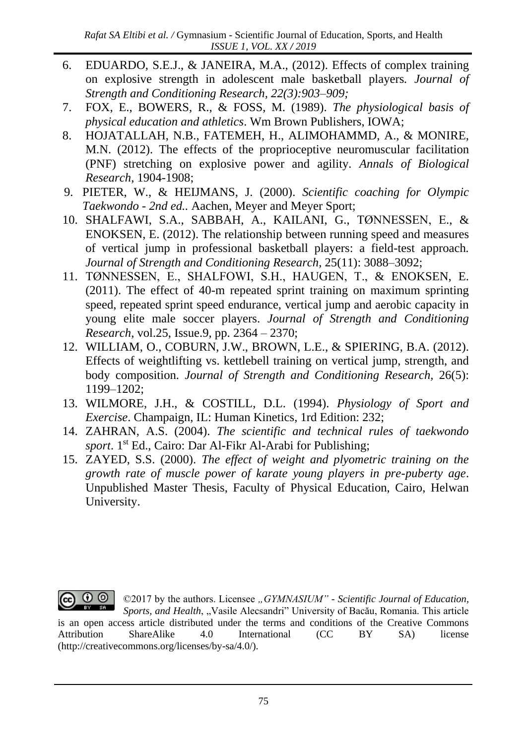6. EDUARDO, S.E.J., & JANEIRA, M.A., (2012). Effects of complex training on explosive strength in adolescent male basketball players. *Journal of Strength and Conditioning Research, 22(3):903–909;*
7. FOX, E., BOWERS, R., & FOSS, M. (1989). *The physiological basis of physical education and athletics*. Wm Brown Publishers, IOWA;
8. HOJATALLAH, N.B., FATEMEH, H., ALIMOHAMMD, A., & MONIRE, M.N. (2012). The effects of the proprioceptive neuromuscular facilitation (PNF) stretching on explosive power and agility. *Annals of Biological Research*, 1904-1908;
9. PIETER, W., & HEIJMANS, J. (2000). *Scientific coaching for Olympic Taekwondo - 2nd ed.*. Aachen, Meyer and Meyer Sport;
10. SHALFAWI, S.A., SABBAH, A., KAILANI, G., TØNNESSEN, E., & ENOKSEN, E. (2012). The relationship between running speed and measures of vertical jump in professional basketball players: a field-test approach. *Journal of Strength and Conditioning Research,* 25(11): 3088–3092;
11. TØNNESSEN, E., SHALFOWI, S.H., HAUGEN, T., & ENOKSEN, E. (2011). The effect of 40-m repeated sprint training on maximum sprinting speed, repeated sprint speed endurance, vertical jump and aerobic capacity in young elite male soccer players. *Journal of Strength and Conditioning Research*, vol.25, Issue.9, pp. 2364 – 2370;
12. WILLIAM, O., COBURN, J.W., BROWN, L.E., & SPIERING, B.A. (2012). Effects of weightlifting vs. kettlebell training on vertical jump, strength, and body composition. *Journal of Strength and Conditioning Research,* 26(5): 1199–1202;
13. WILMORE, J.H., & COSTILL, D.L. (1994). *Physiology of Sport and Exercise*. Champaign, IL: Human Kinetics, 1rd Edition: 232;
14. ZAHRAN, A.S. (2004). *The scientific and technical rules of taekwondo sport*. 1st Ed., Cairo: Dar Al-Fikr Al-Arabi for Publishing;
15. ZAYED, S.S. (2000). *The effect of weight and plyometric training on the growth rate of muscle power of karate young players in pre-puberty age*. Unpublished Master Thesis, Faculty of Physical Education, Cairo, Helwan University.

©2017 by the authors. Licensee *„GYMNASIUM" - Scientific Journal of Education, Sports, and Health*, „Vasile Alecsandri" University of Bacău, Romania. This article is an open access article distributed under the terms and conditions of the Creative Commons Attribution ShareAlike 4.0 International (CC BY SA) license (http://creativecommons.org/licenses/by-sa/4.0/).